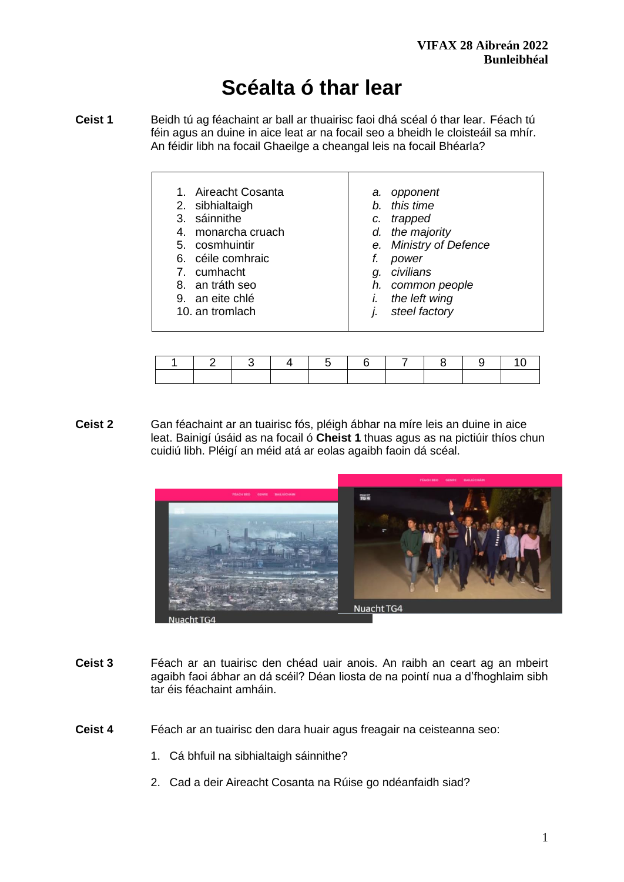**VIFAX 28 Aibreán 2022**
**Bunleibhéal**

# Scéalta ó thar lear

**Ceist 1** Beidh tú ag féachaint ar ball ar thuairisc faoi dhá scéal ó thar lear. Féach tú féin agus an duine in aice leat ar na focail seo a bheidh le cloisteáil sa mhír. An féidir libh na focail Ghaeilge a cheangal leis na focail Bhéarla?

| | |
|---|---|
| 1. Aireacht Cosanta | *a. opponent* |
| 2. sibhialtaigh | *b. this time* |
| 3. sáinnithe | *c. trapped* |
| 4. monarcha cruach | *d. the majority* |
| 5. cosmhuintir | *e. Ministry of Defence* |
| 6. céile comhraic | *f. power* |
| 7. cumhacht | *g. civilians* |
| 8. an tráth seo | *h. common people* |
| 9. an eite chlé | *i. the left wing* |
| 10. an tromlach | *j. steel factory* |

| 1 | 2 | 3 | 4 | 5 | 6 | 7 | 8 | 9 | 10 |
|---|---|---|---|---|---|---|---|---|---|
| | | | | | | | | | |

**Ceist 2** Gan féachaint ar an tuairisc fós, pléigh ábhar na míre leis an duine in aice leat. Bainigí úsáid as na focail ó **Cheist 1** thuas agus as na pictiúir thíos chun cuidiú libh. Pléigí an méid atá ar eolas agaibh faoin dá scéal.

**Ceist 3** Féach ar an tuairisc den chéad uair anois. An raibh an ceart ag an mbeirt agaibh faoi ábhar an dá scéil? Déan liosta de na pointí nua a d'fhoghlaim sibh tar éis féachaint amháin.

**Ceist 4** Féach ar an tuairisc den dara huair agus freagair na ceisteanna seo:

1. Cá bhfuil na sibhialtaigh sáinnithe?
2. Cad a deir Aireacht Cosanta na Rúise go ndéanfaidh siad?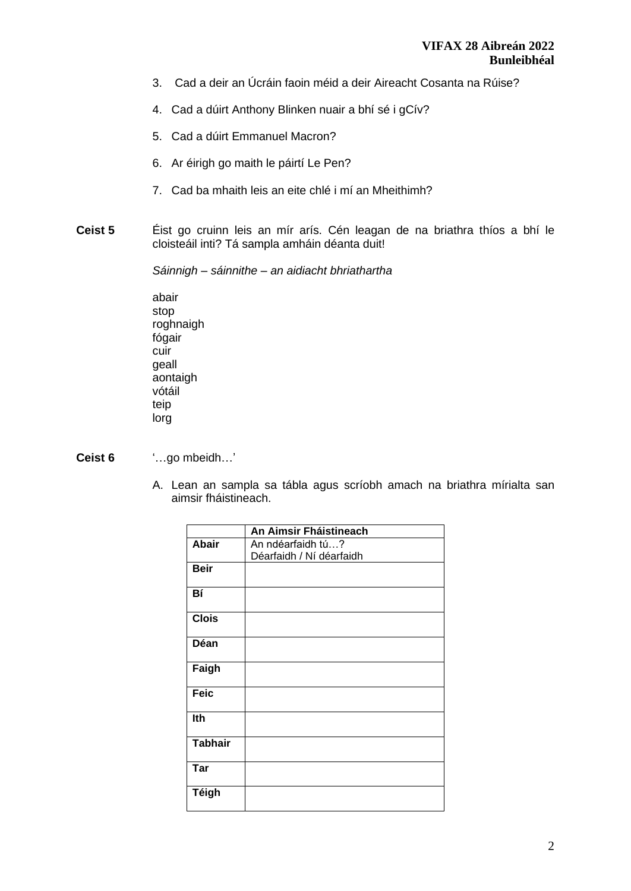3. Cad a deir an Úcráin faoin méid a deir Aireacht Cosanta na Rúise?

4. Cad a dúirt Anthony Blinken nuair a bhí sé i gCív?

5. Cad a dúirt Emmanuel Macron?

6. Ar éirigh go maith le páirtí Le Pen?

7. Cad ba mhaith leis an eite chlé i mí an Mheithimh?

**Ceist 5** Éist go cruinn leis an mír arís. Cén leagan de na briathra thíos a bhí le cloisteáil inti? Tá sampla amháin déanta duit!

*Sáinnigh – sáinnithe – an aidiacht bhriathartha*

abair
stop
roghnaigh
fógair
cuir
geall
aontaigh
vótáil
teip
lorg

**Ceist 6** '…go mbeidh…'

A. Lean an sampla sa tábla agus scríobh amach na briathra mírialta san aimsir fháistineach.

| | **An Aimsir Fháistineach** |
|---|---|
| **Abair** | An ndéarfaidh tú…?<br>Déarfaidh / Ní déarfaidh |
| **Beir** | |
| **Bí** | |
| **Clois** | |
| **Déan** | |
| **Faigh** | |
| **Feic** | |
| **Ith** | |
| **Tabhair** | |
| **Tar** | |
| **Téigh** | |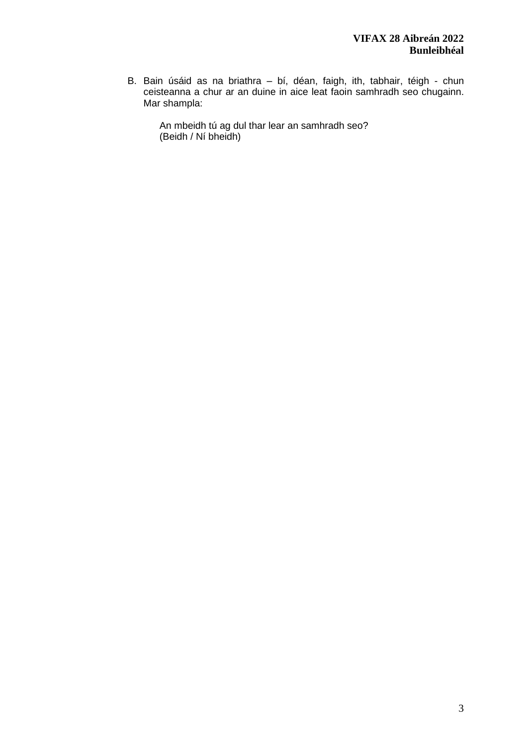B. Bain úsáid as na briathra – bí, déan, faigh, ith, tabhair, téigh - chun ceisteanna a chur ar an duine in aice leat faoin samhradh seo chugainn. Mar shampla:

   An mbeidh tú ag dul thar lear an samhradh seo?
   (Beidh / Ní bheidh)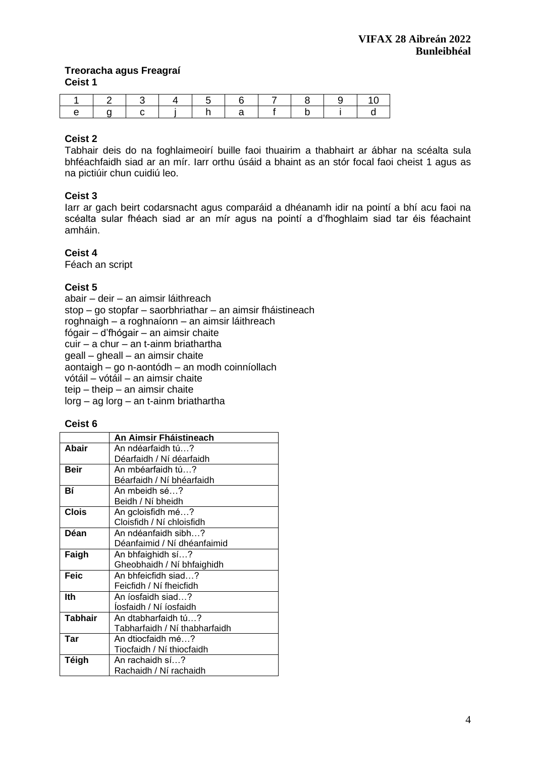**VIFAX 28 Aibreán 2022**
**Bunleibhéal**

**Treoracha agus Freagraí**

**Ceist 1**

| 1 | 2 | 3 | 4 | 5 | 6 | 7 | 8 | 9 | 10 |
|---|---|---|---|---|---|---|---|---|---|
| e | g | c | j | h | a | f | b | i | d |

**Ceist 2**

Tabhair deis do na foghlaimeoirí buille faoi thuairim a thabhairt ar ábhar na scéalta sula bhféachfaidh siad ar an mír. Iarr orthu úsáid a bhaint as an stór focal faoi cheist 1 agus as na pictiúir chun cuidiú leo.

**Ceist 3**

Iarr ar gach beirt codarsnacht agus comparáid a dhéanamh idir na pointí a bhí acu faoi na scéalta sular fhéach siad ar an mír agus na pointí a d'fhoghlaim siad tar éis féachaint amháin.

**Ceist 4**

Féach an script

**Ceist 5**

abair – deir – an aimsir láithreach
stop – go stopfar – saorbhriathar – an aimsir fháistineach
roghnaigh – a roghnaíonn – an aimsir láithreach
fógair – d'fhógair – an aimsir chaite
cuir – a chur – an t-ainm briathartha
geall – gheall – an aimsir chaite
aontaigh – go n-aontódh – an modh coinníollach
vótáil – vótáil – an aimsir chaite
teip – theip – an aimsir chaite
lorg – ag lorg – an t-ainm briathartha

**Ceist 6**

| | **An Aimsir Fháistineach** |
|---|---|
| **Abair** | An ndéarfaidh tú…?<br>Déarfaidh / Ní déarfaidh |
| **Beir** | An mbéarfaidh tú…?<br>Béarfaidh / Ní bhéarfaidh |
| **Bí** | An mbeidh sé…?<br>Beidh / Ní bheidh |
| **Clois** | An gcloisfidh mé…?<br>Cloisfidh / Ní chloisfidh |
| **Déan** | An ndéanfaidh sibh…?<br>Déanfaimid / Ní dhéanfaimid |
| **Faigh** | An bhfaighidh sí…?<br>Gheobhaidh / Ní bhfaighidh |
| **Feic** | An bhfeicfidh siad…?<br>Feicfidh / Ní fheicfidh |
| **Ith** | An íosfaidh siad…?<br>Íosfaidh / Ní íosfaidh |
| **Tabhair** | An dtabharfaidh tú…?<br>Tabharfaidh / Ní thabharfaidh |
| **Tar** | An dtiocfaidh mé…?<br>Tiocfaidh / Ní thiocfaidh |
| **Téigh** | An rachaidh sí…?<br>Rachaidh / Ní rachaidh |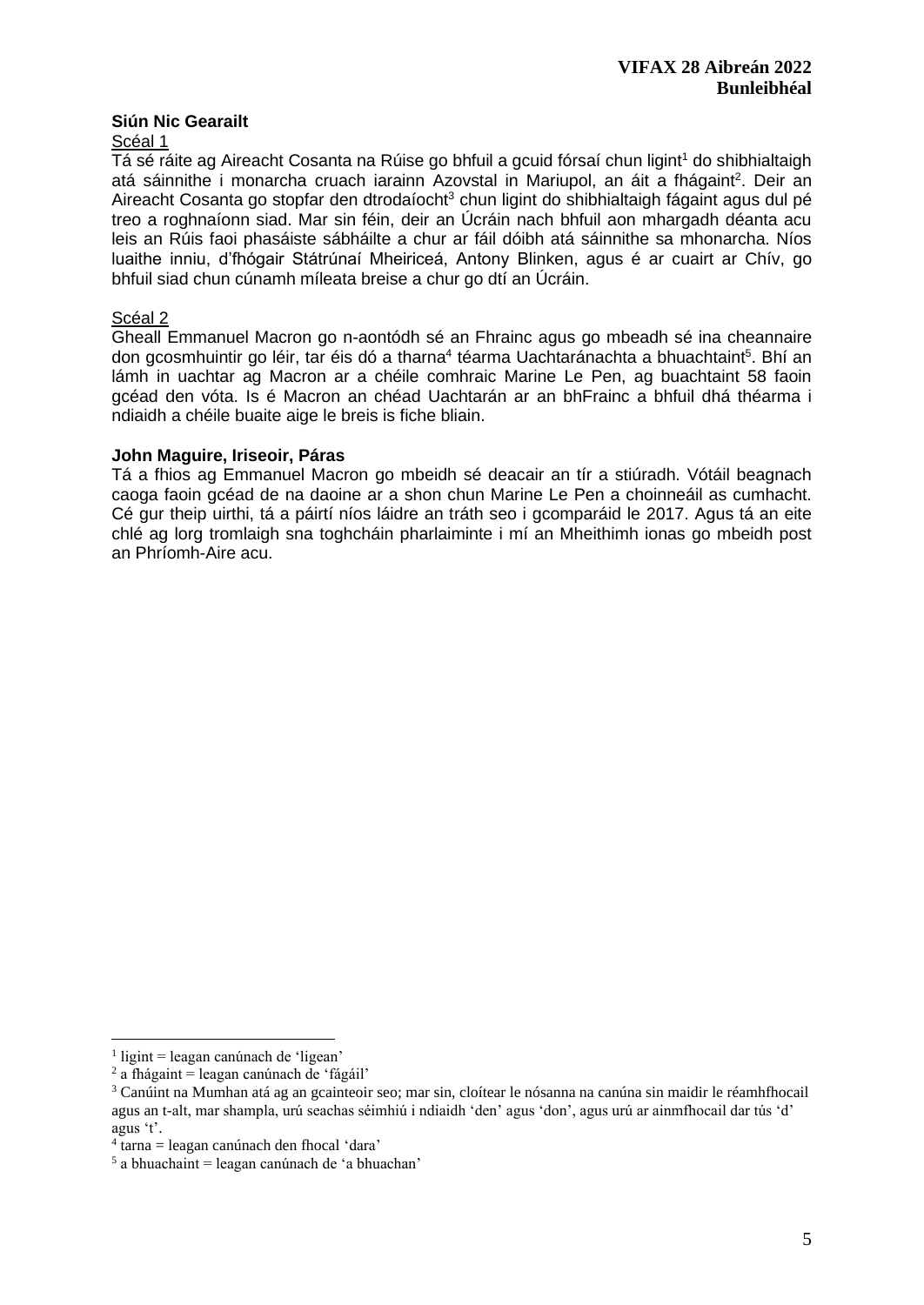**Siún Nic Gearailt**

Scéal 1

Tá sé ráite ag Aireacht Cosanta na Rúise go bhfuil a gcuid fórsaí chun ligint[1] do shibhialtaigh atá sáinnithe i monarcha cruach iarainn Azovstal in Mariupol, an áit a fhágaint[2]. Deir an Aireacht Cosanta go stopfar den dtrodaíocht[3] chun ligint do shibhialtaigh fágaint agus dul pé treo a roghnaíonn siad. Mar sin féin, deir an Úcráin nach bhfuil aon mhargadh déanta acu leis an Rúis faoi phasáiste sábháilte a chur ar fáil dóibh atá sáinnithe sa mhonarcha. Níos luaithe inniu, d'fhógair Státrúnaí Mheiriceá, Antony Blinken, agus é ar cuairt ar Chív, go bhfuil siad chun cúnamh míleata breise a chur go dtí an Úcráin.

Scéal 2

Gheall Emmanuel Macron go n-aontódh sé an Fhrainc agus go mbeadh sé ina cheannaire don gcosmhuintir go léir, tar éis dó a tharna[4] téarma Uachtaránachta a bhuachtaint[5]. Bhí an lámh in uachtar ag Macron ar a chéile comhraic Marine Le Pen, ag buachtaint 58 faoin gcéad den vóta. Is é Macron an chéad Uachtarán ar an bhFrainc a bhfuil dhá théarma i ndiaidh a chéile buaite aige le breis is fiche bliain.

**John Maguire, Iriseoir, Páras**

Tá a fhios ag Emmanuel Macron go mbeidh sé deacair an tír a stiúradh. Vótáil beagnach caoga faoin gcéad de na daoine ar a shon chun Marine Le Pen a choinneáil as cumhacht. Cé gur theip uirthi, tá a páirtí níos láidre an tráth seo i gcomparáid le 2017. Agus tá an eite chlé ag lorg tromlaigh sna toghcháin pharlaiminte i mí an Mheithimh ionas go mbeidh post an Phríomh-Aire acu.

---

[1] ligint = leagan canúnach de 'ligean'

[2] a fhágaint = leagan canúnach de 'fágáil'

[3] Canúint na Mumhan atá ag an gcainteoir seo; mar sin, cloítear le nósanna na canúna sin maidir le réamhfhocail agus an t-alt, mar shampla, urú seachas séimhiú i ndiaidh 'den' agus 'don', agus urú ar ainmfhocail dar tús 'd' agus 't'.

[4] tarna = leagan canúnach den fhocal 'dara'

[5] a bhuachaint = leagan canúnach de 'a bhuachan'